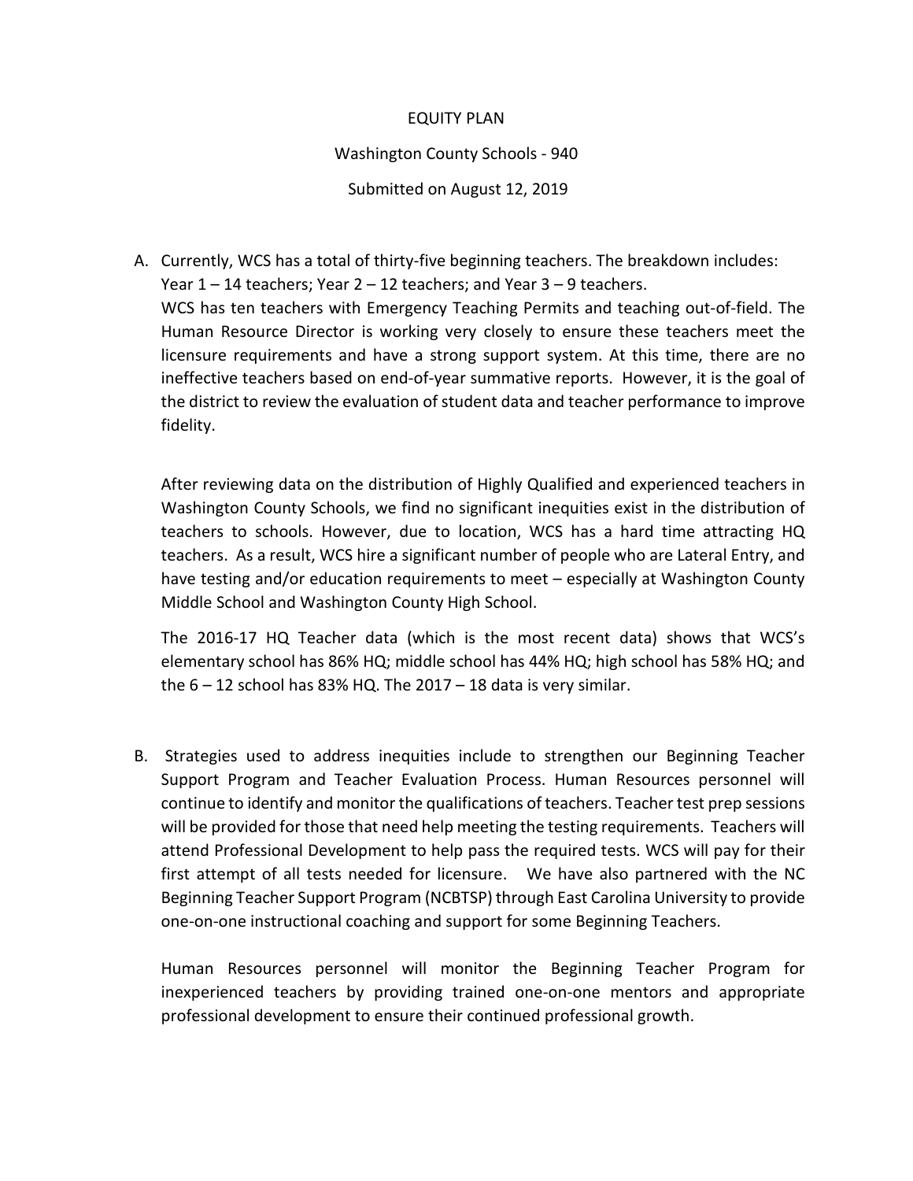EQUITY PLAN

Washington County Schools - 940

Submitted on August 12, 2019

A. Currently, WCS has a total of thirty-five beginning teachers. The breakdown includes: Year 1 – 14 teachers; Year 2 – 12 teachers; and Year 3 – 9 teachers.
   WCS has ten teachers with Emergency Teaching Permits and teaching out-of-field. The Human Resource Director is working very closely to ensure these teachers meet the licensure requirements and have a strong support system. At this time, there are no ineffective teachers based on end-of-year summative reports. However, it is the goal of the district to review the evaluation of student data and teacher performance to improve fidelity.

   After reviewing data on the distribution of Highly Qualified and experienced teachers in Washington County Schools, we find no significant inequities exist in the distribution of teachers to schools. However, due to location, WCS has a hard time attracting HQ teachers. As a result, WCS hire a significant number of people who are Lateral Entry, and have testing and/or education requirements to meet – especially at Washington County Middle School and Washington County High School.

   The 2016-17 HQ Teacher data (which is the most recent data) shows that WCS's elementary school has 86% HQ; middle school has 44% HQ; high school has 58% HQ; and the 6 – 12 school has 83% HQ. The 2017 – 18 data is very similar.

B. Strategies used to address inequities include to strengthen our Beginning Teacher Support Program and Teacher Evaluation Process. Human Resources personnel will continue to identify and monitor the qualifications of teachers. Teacher test prep sessions will be provided for those that need help meeting the testing requirements. Teachers will attend Professional Development to help pass the required tests. WCS will pay for their first attempt of all tests needed for licensure. We have also partnered with the NC Beginning Teacher Support Program (NCBTSP) through East Carolina University to provide one-on-one instructional coaching and support for some Beginning Teachers.

   Human Resources personnel will monitor the Beginning Teacher Program for inexperienced teachers by providing trained one-on-one mentors and appropriate professional development to ensure their continued professional growth.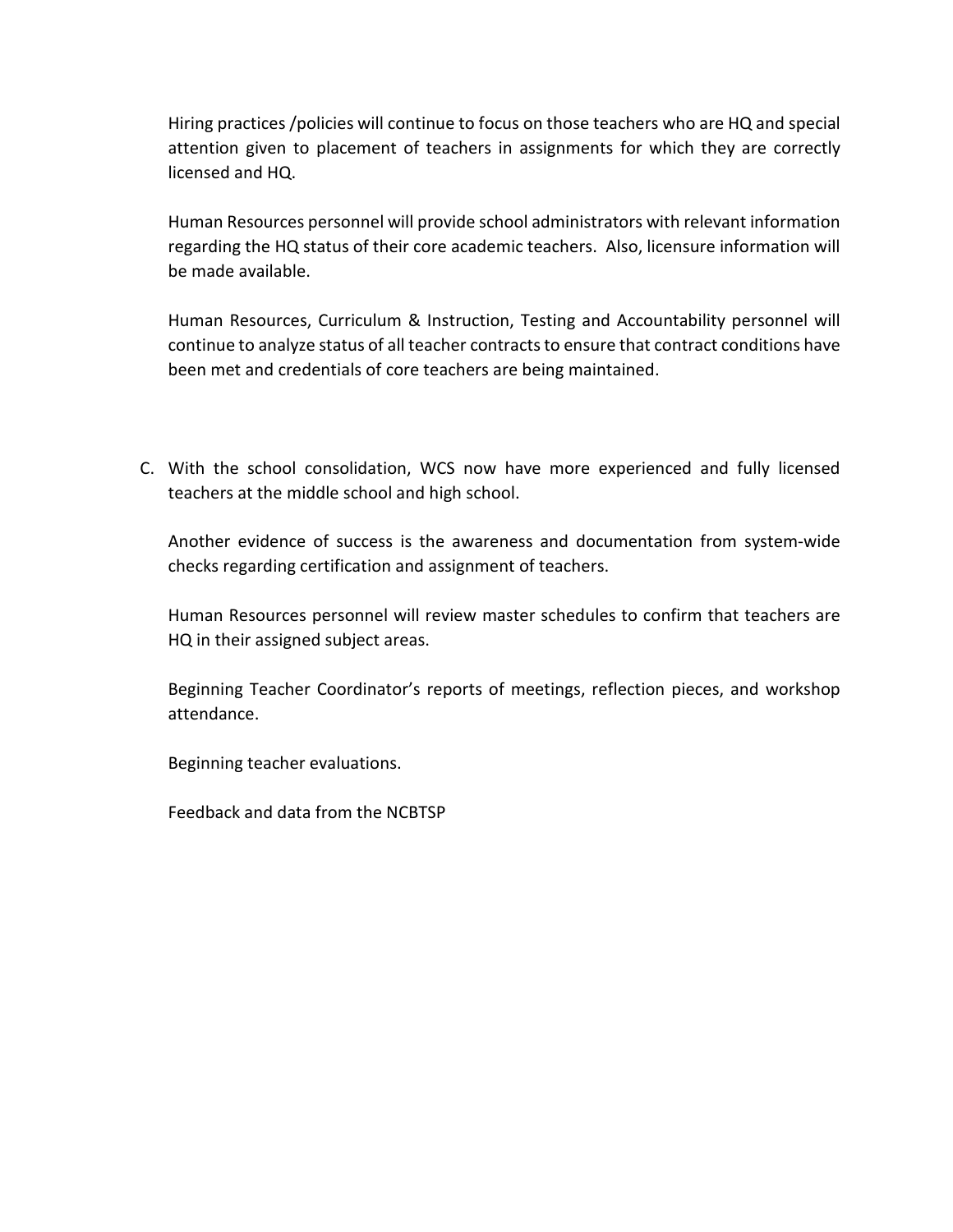Hiring practices /policies will continue to focus on those teachers who are HQ and special attention given to placement of teachers in assignments for which they are correctly licensed and HQ.

Human Resources personnel will provide school administrators with relevant information regarding the HQ status of their core academic teachers. Also, licensure information will be made available.

Human Resources, Curriculum & Instruction, Testing and Accountability personnel will continue to analyze status of all teacher contracts to ensure that contract conditions have been met and credentials of core teachers are being maintained.

C. With the school consolidation, WCS now have more experienced and fully licensed teachers at the middle school and high school.

   Another evidence of success is the awareness and documentation from system-wide checks regarding certification and assignment of teachers.

   Human Resources personnel will review master schedules to confirm that teachers are HQ in their assigned subject areas.

   Beginning Teacher Coordinator's reports of meetings, reflection pieces, and workshop attendance.

   Beginning teacher evaluations.

   Feedback and data from the NCBTSP